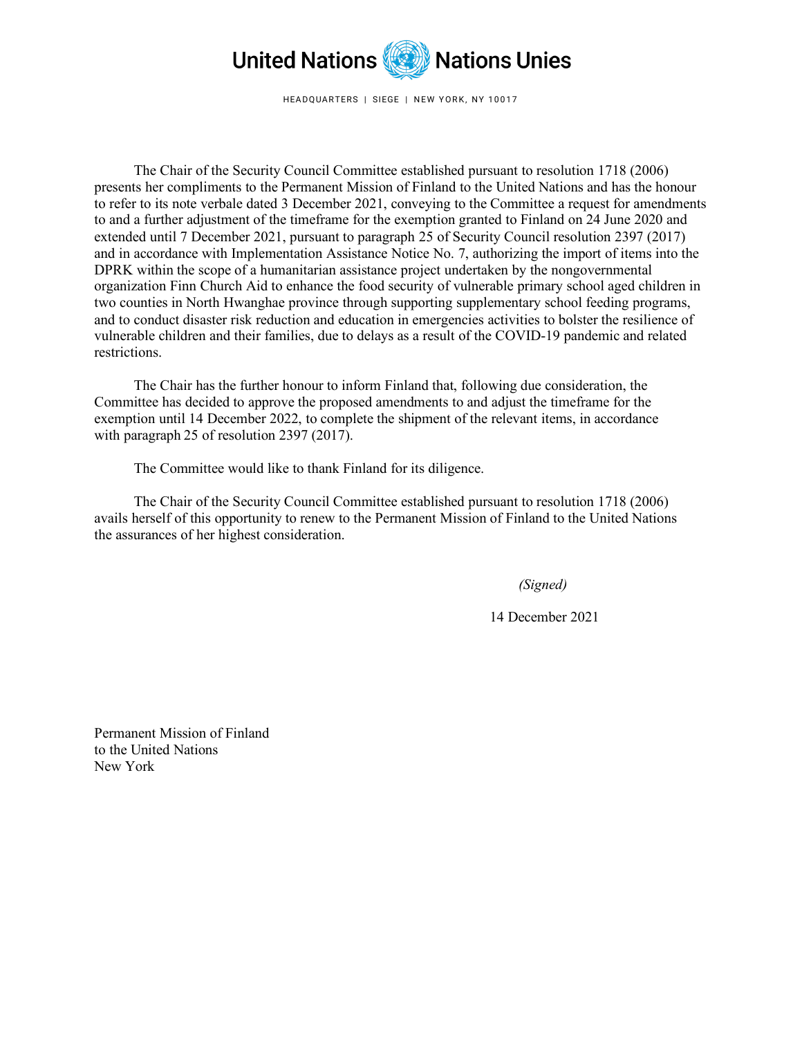United Nations Nations Unies

HEADQUARTERS | SIEGE | NEW YORK, NY 10017

The Chair of the Security Council Committee established pursuant to resolution 1718 (2006) presents her compliments to the Permanent Mission of Finland to the United Nations and has the honour to refer to its note verbale dated 3 December 2021, conveying to the Committee a request for amendments to and a further adjustment of the timeframe for the exemption granted to Finland on 24 June 2020 and extended until 7 December 2021, pursuant to paragraph 25 of Security Council resolution 2397 (2017) and in accordance with Implementation Assistance Notice No. 7, authorizing the import of items into the DPRK within the scope of a humanitarian assistance project undertaken by the nongovernmental organization Finn Church Aid to enhance the food security of vulnerable primary school aged children in two counties in North Hwanghae province through supporting supplementary school feeding programs, and to conduct disaster risk reduction and education in emergencies activities to bolster the resilience of vulnerable children and their families, due to delays as a result of the COVID-19 pandemic and related restrictions.

The Chair has the further honour to inform Finland that, following due consideration, the Committee has decided to approve the proposed amendments to and adjust the timeframe for the exemption until 14 December 2022, to complete the shipment of the relevant items, in accordance with paragraph 25 of resolution 2397 (2017).

The Committee would like to thank Finland for its diligence.

The Chair of the Security Council Committee established pursuant to resolution 1718 (2006) avails herself of this opportunity to renew to the Permanent Mission of Finland to the United Nations the assurances of her highest consideration.

*(Signed)*

14 December 2021

Permanent Mission of Finland
to the United Nations
New York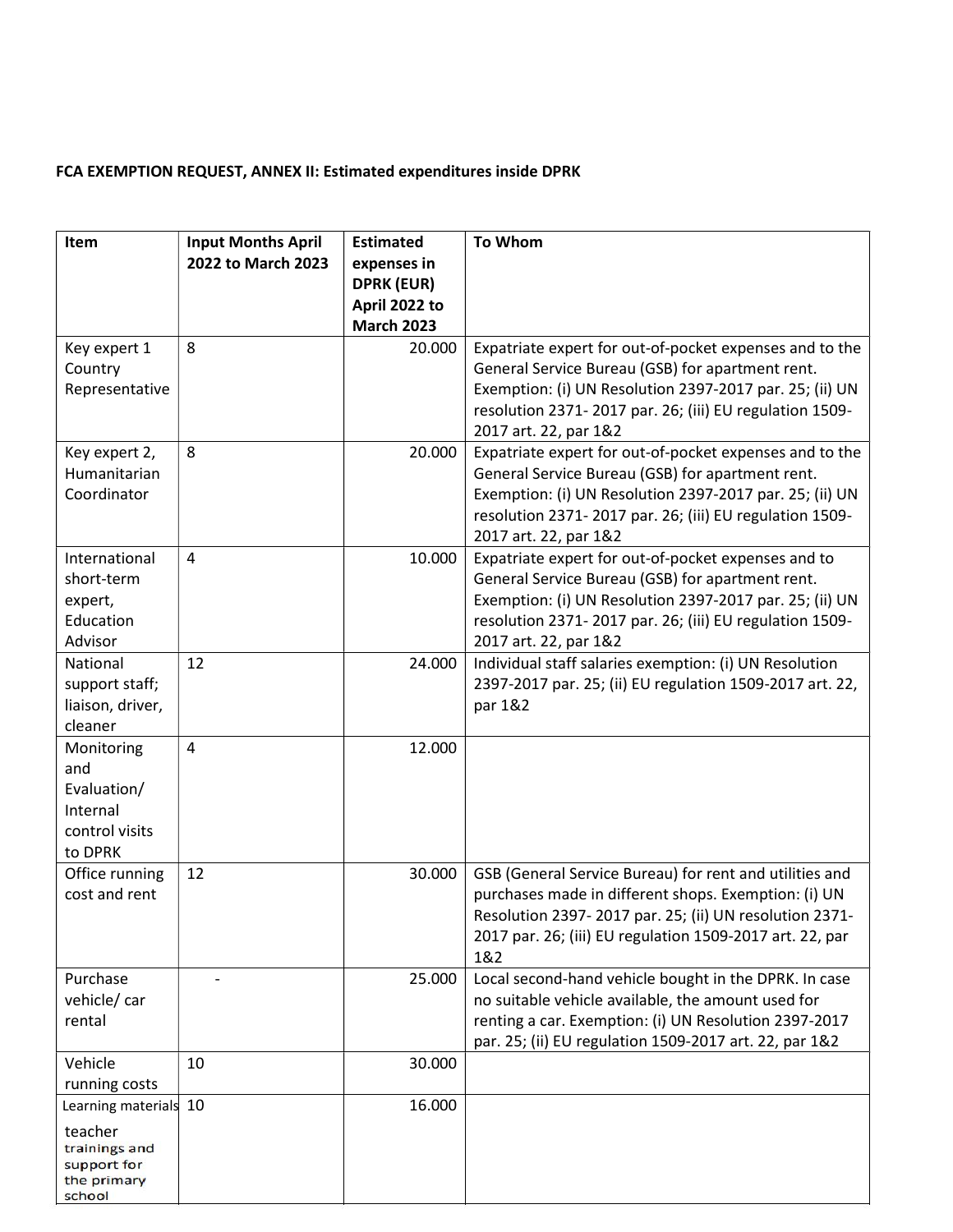**FCA EXEMPTION REQUEST, ANNEX II: Estimated expenditures inside DPRK**

| Item | Input Months April 2022 to March 2023 | Estimated expenses in DPRK (EUR) April 2022 to March 2023 | To Whom |
|---|---|---|---|
| Key expert 1 Country Representative | 8 | 20.000 | Expatriate expert for out-of-pocket expenses and to the General Service Bureau (GSB) for apartment rent. Exemption: (i) UN Resolution 2397-2017 par. 25; (ii) UN resolution 2371- 2017 par. 26; (iii) EU regulation 1509-2017 art. 22, par 1&2 |
| Key expert 2, Humanitarian Coordinator | 8 | 20.000 | Expatriate expert for out-of-pocket expenses and to the General Service Bureau (GSB) for apartment rent. Exemption: (i) UN Resolution 2397-2017 par. 25; (ii) UN resolution 2371- 2017 par. 26; (iii) EU regulation 1509-2017 art. 22, par 1&2 |
| International short-term expert, Education Advisor | 4 | 10.000 | Expatriate expert for out-of-pocket expenses and to General Service Bureau (GSB) for apartment rent. Exemption: (i) UN Resolution 2397-2017 par. 25; (ii) UN resolution 2371- 2017 par. 26; (iii) EU regulation 1509-2017 art. 22, par 1&2 |
| National support staff; liaison, driver, cleaner | 12 | 24.000 | Individual staff salaries exemption: (i) UN Resolution 2397-2017 par. 25; (ii) EU regulation 1509-2017 art. 22, par 1&2 |
| Monitoring and Evaluation/ Internal control visits to DPRK | 4 | 12.000 | |
| Office running cost and rent | 12 | 30.000 | GSB (General Service Bureau) for rent and utilities and purchases made in different shops. Exemption: (i) UN Resolution 2397- 2017 par. 25; (ii) UN resolution 2371- 2017 par. 26; (iii) EU regulation 1509-2017 art. 22, par 1&2 |
| Purchase vehicle/ car rental | - | 25.000 | Local second-hand vehicle bought in the DPRK. In case no suitable vehicle available, the amount used for renting a car. Exemption: (i) UN Resolution 2397-2017 par. 25; (ii) EU regulation 1509-2017 art. 22, par 1&2 |
| Vehicle running costs | 10 | 30.000 | |
| Learning materials teacher trainings and support for the primary school | 10 | 16.000 | |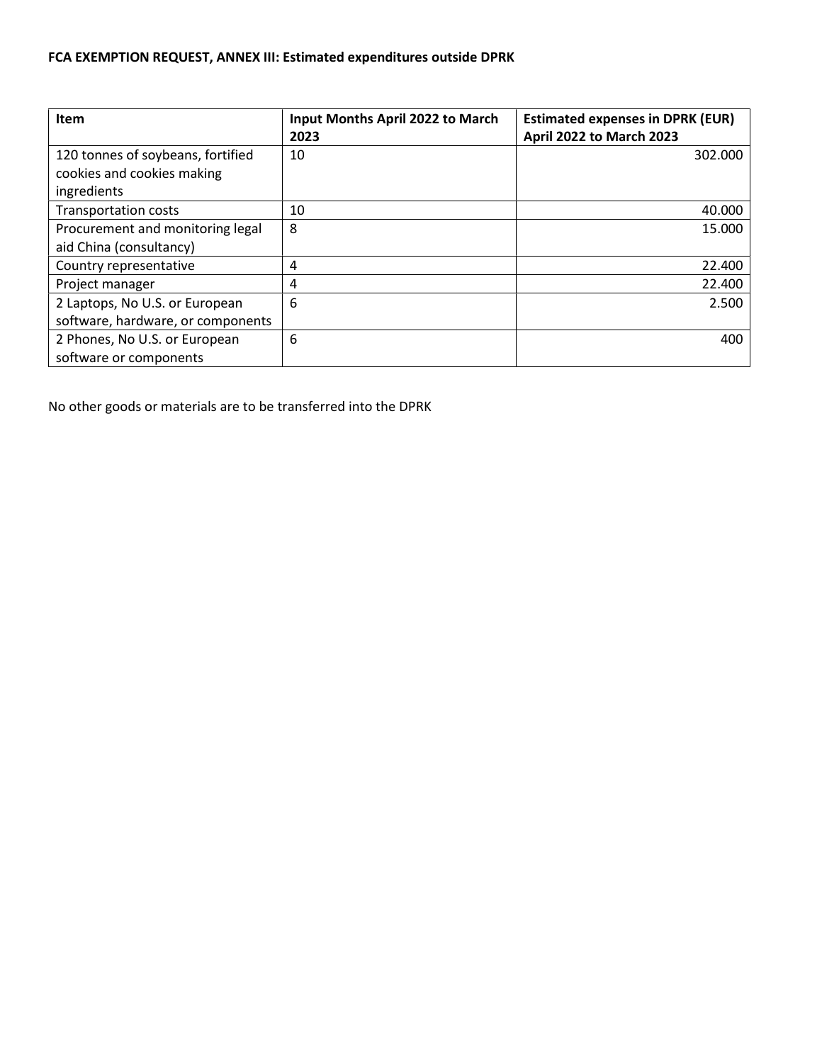**FCA EXEMPTION REQUEST, ANNEX III: Estimated expenditures outside DPRK**

| Item | Input Months April 2022 to March 2023 | Estimated expenses in DPRK (EUR) April 2022 to March 2023 |
|---|---|---|
| 120 tonnes of soybeans, fortified cookies and cookies making ingredients | 10 | 302.000 |
| Transportation costs | 10 | 40.000 |
| Procurement and monitoring legal aid China (consultancy) | 8 | 15.000 |
| Country representative | 4 | 22.400 |
| Project manager | 4 | 22.400 |
| 2 Laptops, No U.S. or European software, hardware, or components | 6 | 2.500 |
| 2 Phones, No U.S. or European software or components | 6 | 400 |

No other goods or materials are to be transferred into the DPRK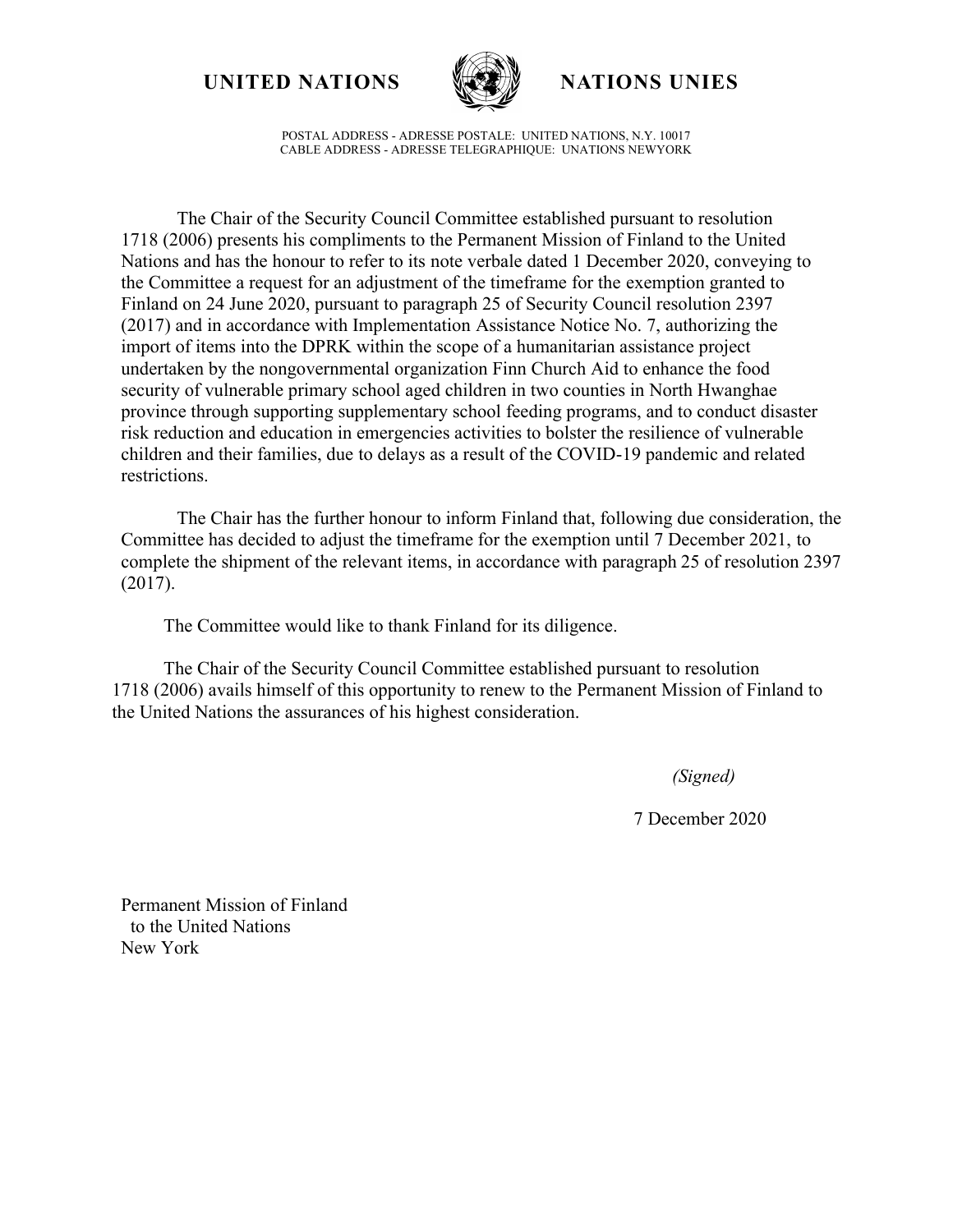**UNITED NATIONS** **NATIONS UNIES**

POSTAL ADDRESS - ADRESSE POSTALE: UNITED NATIONS, N.Y. 10017
CABLE ADDRESS - ADRESSE TELEGRAPHIQUE: UNATIONS NEWYORK

The Chair of the Security Council Committee established pursuant to resolution 1718 (2006) presents his compliments to the Permanent Mission of Finland to the United Nations and has the honour to refer to its note verbale dated 1 December 2020, conveying to the Committee a request for an adjustment of the timeframe for the exemption granted to Finland on 24 June 2020, pursuant to paragraph 25 of Security Council resolution 2397 (2017) and in accordance with Implementation Assistance Notice No. 7, authorizing the import of items into the DPRK within the scope of a humanitarian assistance project undertaken by the nongovernmental organization Finn Church Aid to enhance the food security of vulnerable primary school aged children in two counties in North Hwanghae province through supporting supplementary school feeding programs, and to conduct disaster risk reduction and education in emergencies activities to bolster the resilience of vulnerable children and their families, due to delays as a result of the COVID-19 pandemic and related restrictions.

The Chair has the further honour to inform Finland that, following due consideration, the Committee has decided to adjust the timeframe for the exemption until 7 December 2021, to complete the shipment of the relevant items, in accordance with paragraph 25 of resolution 2397 (2017).

The Committee would like to thank Finland for its diligence.

The Chair of the Security Council Committee established pursuant to resolution 1718 (2006) avails himself of this opportunity to renew to the Permanent Mission of Finland to the United Nations the assurances of his highest consideration.

*(Signed)*

7 December 2020

Permanent Mission of Finland
to the United Nations
New York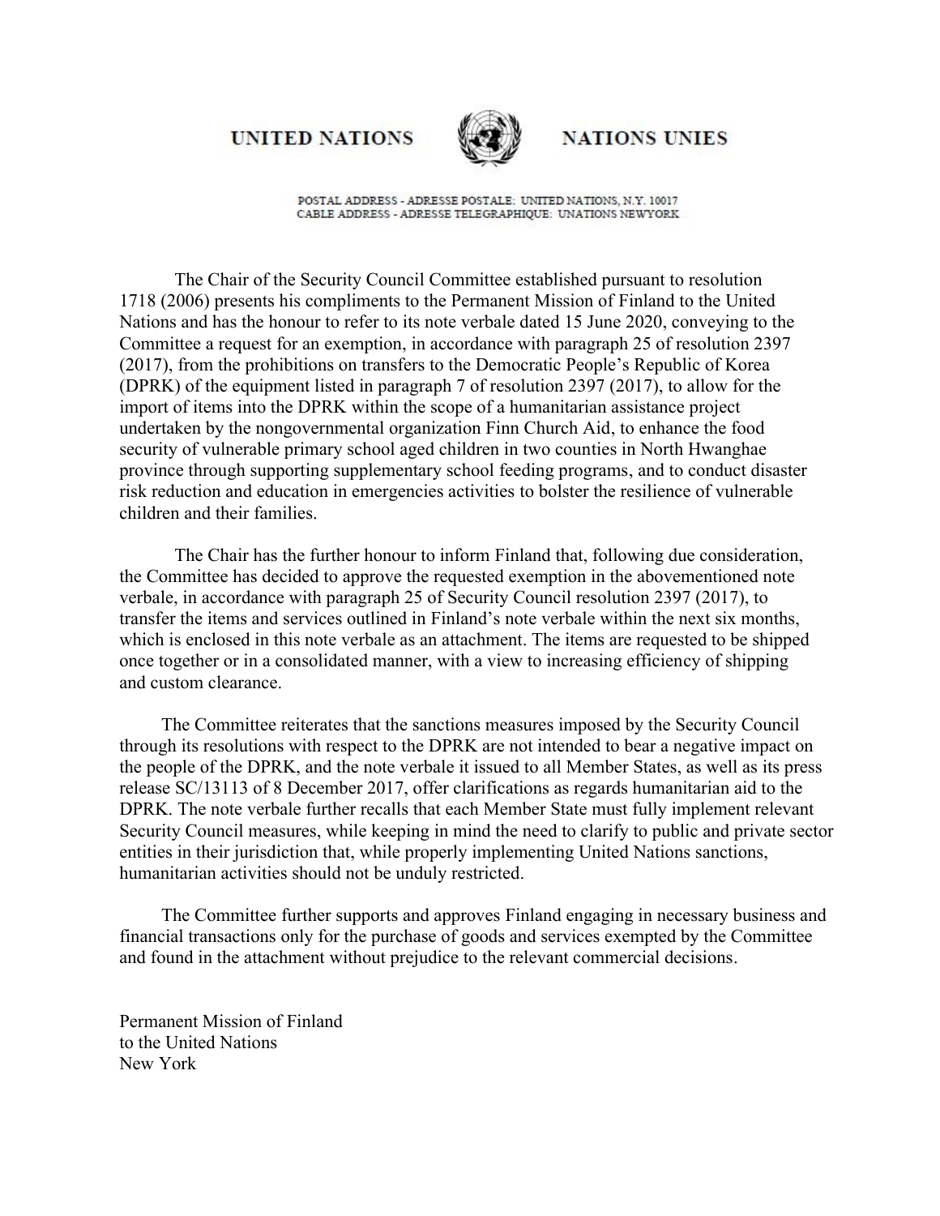UNITED NATIONS NATIONS UNIES

POSTAL ADDRESS - ADRESSE POSTALE: UNITED NATIONS, N.Y. 10017
CABLE ADDRESS - ADRESSE TELEGRAPHIQUE: UNATIONS NEWYORK

The Chair of the Security Council Committee established pursuant to resolution 1718 (2006) presents his compliments to the Permanent Mission of Finland to the United Nations and has the honour to refer to its note verbale dated 15 June 2020, conveying to the Committee a request for an exemption, in accordance with paragraph 25 of resolution 2397 (2017), from the prohibitions on transfers to the Democratic People's Republic of Korea (DPRK) of the equipment listed in paragraph 7 of resolution 2397 (2017), to allow for the import of items into the DPRK within the scope of a humanitarian assistance project undertaken by the nongovernmental organization Finn Church Aid, to enhance the food security of vulnerable primary school aged children in two counties in North Hwanghae province through supporting supplementary school feeding programs, and to conduct disaster risk reduction and education in emergencies activities to bolster the resilience of vulnerable children and their families.

The Chair has the further honour to inform Finland that, following due consideration, the Committee has decided to approve the requested exemption in the abovementioned note verbale, in accordance with paragraph 25 of Security Council resolution 2397 (2017), to transfer the items and services outlined in Finland's note verbale within the next six months, which is enclosed in this note verbale as an attachment. The items are requested to be shipped once together or in a consolidated manner, with a view to increasing efficiency of shipping and custom clearance.

The Committee reiterates that the sanctions measures imposed by the Security Council through its resolutions with respect to the DPRK are not intended to bear a negative impact on the people of the DPRK, and the note verbale it issued to all Member States, as well as its press release SC/13113 of 8 December 2017, offer clarifications as regards humanitarian aid to the DPRK. The note verbale further recalls that each Member State must fully implement relevant Security Council measures, while keeping in mind the need to clarify to public and private sector entities in their jurisdiction that, while properly implementing United Nations sanctions, humanitarian activities should not be unduly restricted.

The Committee further supports and approves Finland engaging in necessary business and financial transactions only for the purchase of goods and services exempted by the Committee and found in the attachment without prejudice to the relevant commercial decisions.

Permanent Mission of Finland
to the United Nations
New York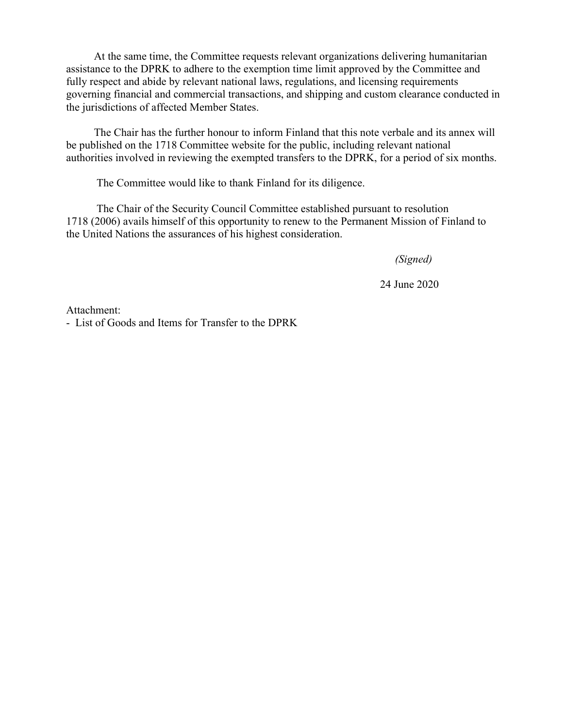At the same time, the Committee requests relevant organizations delivering humanitarian assistance to the DPRK to adhere to the exemption time limit approved by the Committee and fully respect and abide by relevant national laws, regulations, and licensing requirements governing financial and commercial transactions, and shipping and custom clearance conducted in the jurisdictions of affected Member States.

The Chair has the further honour to inform Finland that this note verbale and its annex will be published on the 1718 Committee website for the public, including relevant national authorities involved in reviewing the exempted transfers to the DPRK, for a period of six months.

The Committee would like to thank Finland for its diligence.

The Chair of the Security Council Committee established pursuant to resolution 1718 (2006) avails himself of this opportunity to renew to the Permanent Mission of Finland to the United Nations the assurances of his highest consideration.

*(Signed)*

24 June 2020

Attachment:

- List of Goods and Items for Transfer to the DPRK